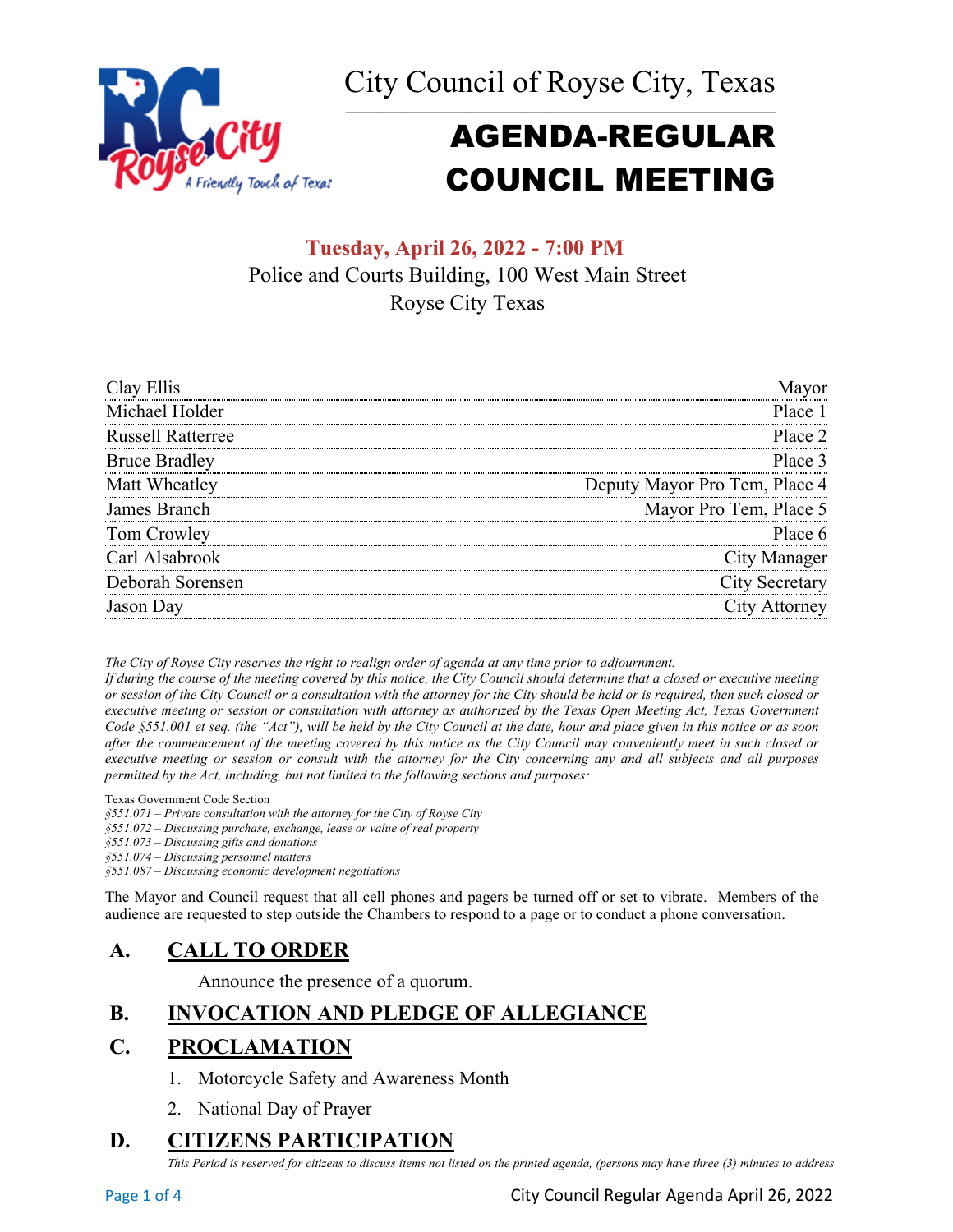City Council of Royse City, Texas

# AGENDA-REGULAR COUNCIL MEETING

**Tuesday, April 26, 2022 - 7:00 PM**
Police and Courts Building, 100 West Main Street
Royse City Texas

| | |
|---|---|
| Clay Ellis | Mayor |
| Michael Holder | Place 1 |
| Russell Ratterree | Place 2 |
| Bruce Bradley | Place 3 |
| Matt Wheatley | Deputy Mayor Pro Tem, Place 4 |
| James Branch | Mayor Pro Tem, Place 5 |
| Tom Crowley | Place 6 |
| Carl Alsabrook | City Manager |
| Deborah Sorensen | City Secretary |
| Jason Day | City Attorney |

*The City of Royse City reserves the right to realign order of agenda at any time prior to adjournment.*
*If during the course of the meeting covered by this notice, the City Council should determine that a closed or executive meeting or session of the City Council or a consultation with the attorney for the City should be held or is required, then such closed or executive meeting or session or consultation with attorney as authorized by the Texas Open Meeting Act, Texas Government Code §551.001 et seq. (the "Act"), will be held by the City Council at the date, hour and place given in this notice or as soon after the commencement of the meeting covered by this notice as the City Council may conveniently meet in such closed or executive meeting or session or consult with the attorney for the City concerning any and all subjects and all purposes permitted by the Act, including, but not limited to the following sections and purposes:*

Texas Government Code Section
*§551.071 – Private consultation with the attorney for the City of Royse City*
*§551.072 – Discussing purchase, exchange, lease or value of real property*
*§551.073 – Discussing gifts and donations*
*§551.074 – Discussing personnel matters*
*§551.087 – Discussing economic development negotiations*

The Mayor and Council request that all cell phones and pagers be turned off or set to vibrate. Members of the audience are requested to step outside the Chambers to respond to a page or to conduct a phone conversation.

## A. CALL TO ORDER

Announce the presence of a quorum.

## B. INVOCATION AND PLEDGE OF ALLEGIANCE

## C. PROCLAMATION

1. Motorcycle Safety and Awareness Month
2. National Day of Prayer

## D. CITIZENS PARTICIPATION

*This Period is reserved for citizens to discuss items not listed on the printed agenda, (persons may have three (3) minutes to address*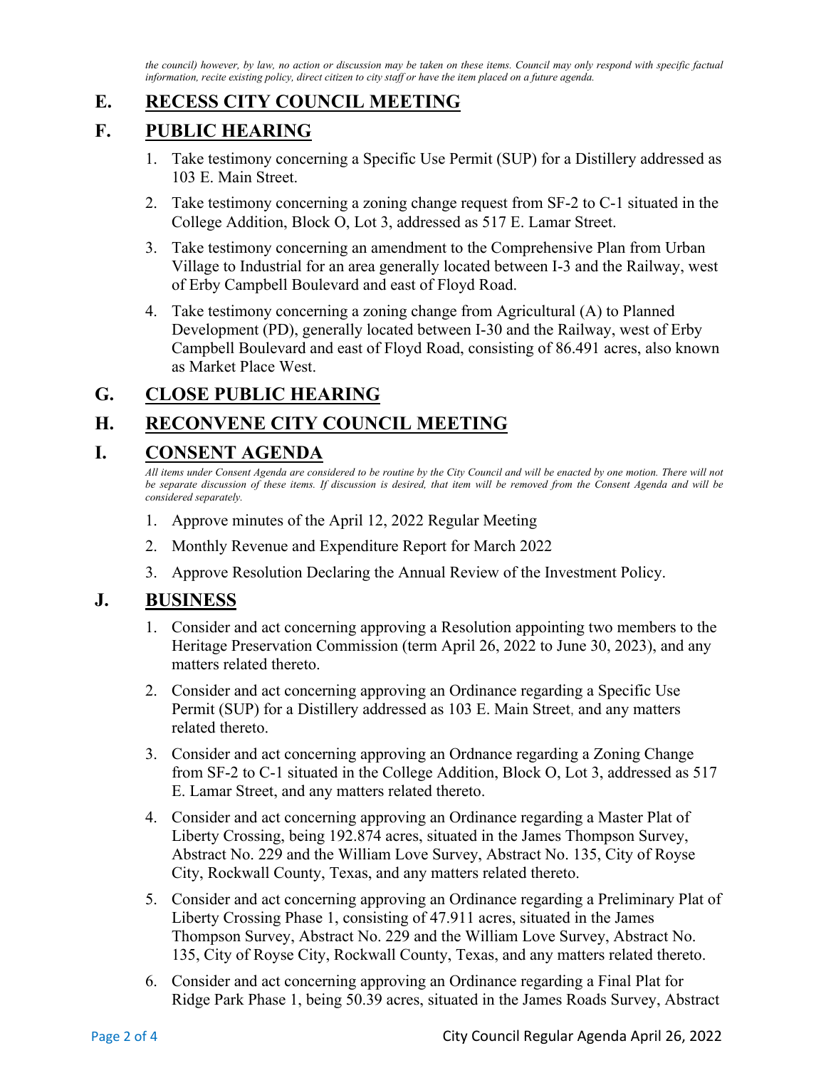*the council) however, by law, no action or discussion may be taken on these items. Council may only respond with specific factual information, recite existing policy, direct citizen to city staff or have the item placed on a future agenda.*

## E. RECESS CITY COUNCIL MEETING

## F. PUBLIC HEARING

1. Take testimony concerning a Specific Use Permit (SUP) for a Distillery addressed as 103 E. Main Street.
2. Take testimony concerning a zoning change request from SF-2 to C-1 situated in the College Addition, Block O, Lot 3, addressed as 517 E. Lamar Street.
3. Take testimony concerning an amendment to the Comprehensive Plan from Urban Village to Industrial for an area generally located between I-3 and the Railway, west of Erby Campbell Boulevard and east of Floyd Road.
4. Take testimony concerning a zoning change from Agricultural (A) to Planned Development (PD), generally located between I-30 and the Railway, west of Erby Campbell Boulevard and east of Floyd Road, consisting of 86.491 acres, also known as Market Place West.

## G. CLOSE PUBLIC HEARING

## H. RECONVENE CITY COUNCIL MEETING

## I. CONSENT AGENDA

*All items under Consent Agenda are considered to be routine by the City Council and will be enacted by one motion. There will not be separate discussion of these items. If discussion is desired, that item will be removed from the Consent Agenda and will be considered separately.*

1. Approve minutes of the April 12, 2022 Regular Meeting
2. Monthly Revenue and Expenditure Report for March 2022
3. Approve Resolution Declaring the Annual Review of the Investment Policy.

## J. BUSINESS

1. Consider and act concerning approving a Resolution appointing two members to the Heritage Preservation Commission (term April 26, 2022 to June 30, 2023), and any matters related thereto.
2. Consider and act concerning approving an Ordinance regarding a Specific Use Permit (SUP) for a Distillery addressed as 103 E. Main Street, and any matters related thereto.
3. Consider and act concerning approving an Ordnance regarding a Zoning Change from SF-2 to C-1 situated in the College Addition, Block O, Lot 3, addressed as 517 E. Lamar Street, and any matters related thereto.
4. Consider and act concerning approving an Ordinance regarding a Master Plat of Liberty Crossing, being 192.874 acres, situated in the James Thompson Survey, Abstract No. 229 and the William Love Survey, Abstract No. 135, City of Royse City, Rockwall County, Texas, and any matters related thereto.
5. Consider and act concerning approving an Ordinance regarding a Preliminary Plat of Liberty Crossing Phase 1, consisting of 47.911 acres, situated in the James Thompson Survey, Abstract No. 229 and the William Love Survey, Abstract No. 135, City of Royse City, Rockwall County, Texas, and any matters related thereto.
6. Consider and act concerning approving an Ordinance regarding a Final Plat for Ridge Park Phase 1, being 50.39 acres, situated in the James Roads Survey, Abstract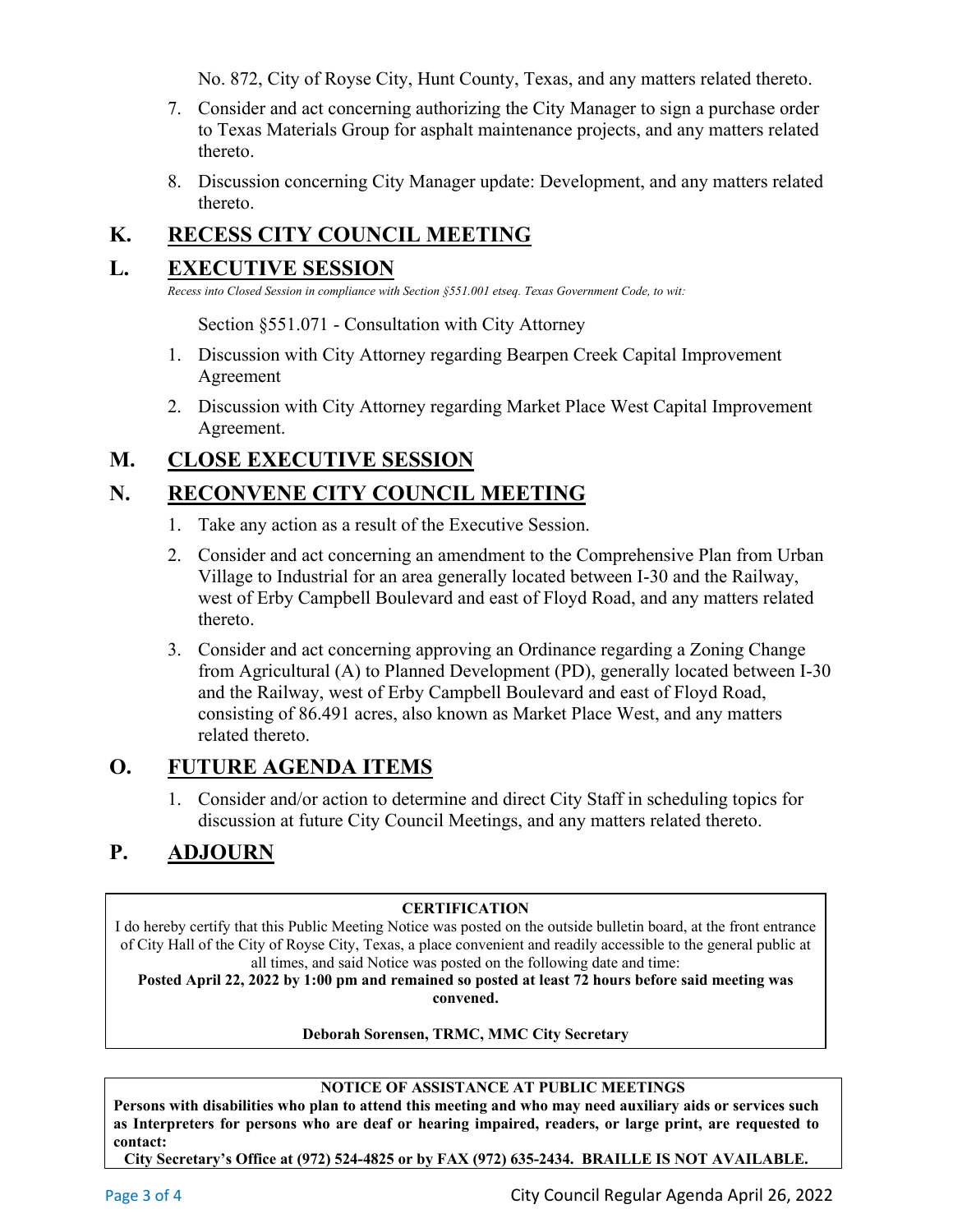No. 872, City of Royse City, Hunt County, Texas, and any matters related thereto.

7. Consider and act concerning authorizing the City Manager to sign a purchase order to Texas Materials Group for asphalt maintenance projects, and any matters related thereto.
8. Discussion concerning City Manager update: Development, and any matters related thereto.

## K. RECESS CITY COUNCIL MEETING

## L. EXECUTIVE SESSION

*Recess into Closed Session in compliance with Section §551.001 etseq. Texas Government Code, to wit:*

Section §551.071 - Consultation with City Attorney

1. Discussion with City Attorney regarding Bearpen Creek Capital Improvement Agreement
2. Discussion with City Attorney regarding Market Place West Capital Improvement Agreement.

## M. CLOSE EXECUTIVE SESSION

## N. RECONVENE CITY COUNCIL MEETING

1. Take any action as a result of the Executive Session.
2. Consider and act concerning an amendment to the Comprehensive Plan from Urban Village to Industrial for an area generally located between I-30 and the Railway, west of Erby Campbell Boulevard and east of Floyd Road, and any matters related thereto.
3. Consider and act concerning approving an Ordinance regarding a Zoning Change from Agricultural (A) to Planned Development (PD), generally located between I-30 and the Railway, west of Erby Campbell Boulevard and east of Floyd Road, consisting of 86.491 acres, also known as Market Place West, and any matters related thereto.

## O. FUTURE AGENDA ITEMS

1. Consider and/or action to determine and direct City Staff in scheduling topics for discussion at future City Council Meetings, and any matters related thereto.

## P. ADJOURN

**CERTIFICATION**

I do hereby certify that this Public Meeting Notice was posted on the outside bulletin board, at the front entrance of City Hall of the City of Royse City, Texas, a place convenient and readily accessible to the general public at all times, and said Notice was posted on the following date and time:

**Posted April 22, 2022 by 1:00 pm and remained so posted at least 72 hours before said meeting was convened.**

**Deborah Sorensen, TRMC, MMC City Secretary**

**NOTICE OF ASSISTANCE AT PUBLIC MEETINGS**

**Persons with disabilities who plan to attend this meeting and who may need auxiliary aids or services such as Interpreters for persons who are deaf or hearing impaired, readers, or large print, are requested to contact:**

**City Secretary's Office at (972) 524-4825 or by FAX (972) 635-2434. BRAILLE IS NOT AVAILABLE.**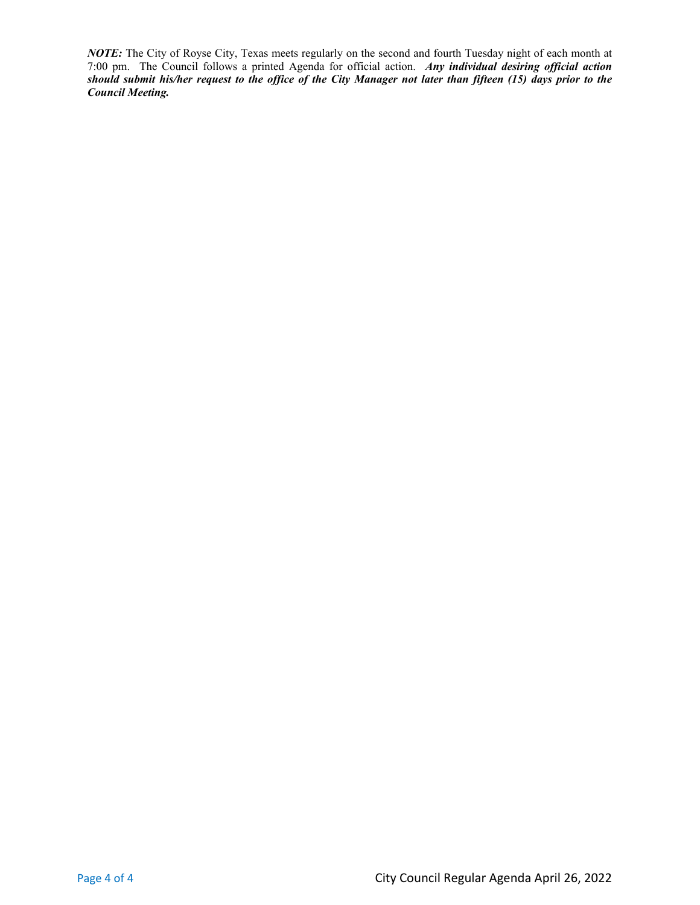***NOTE:*** The City of Royse City, Texas meets regularly on the second and fourth Tuesday night of each month at 7:00 pm. The Council follows a printed Agenda for official action. ***Any individual desiring official action should submit his/her request to the office of the City Manager not later than fifteen (15) days prior to the Council Meeting.***